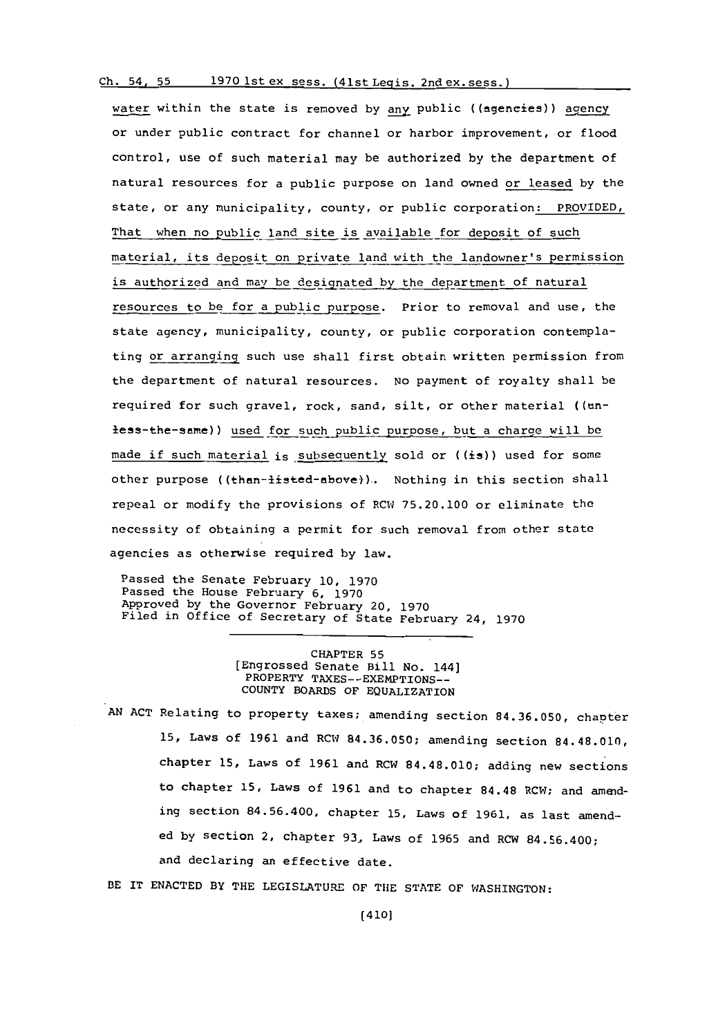water within the state is removed by any public ((agencies)) agency or under public contract for channel or harbor improvement, or flood control, use of such material may be authorized by the department of natural resources for a public purpose on land owned or leased by the state, or any municipality, county, or public corporation: PROVIDED, That when no public land site is available for deposit of such material, its deposit on private land with the landowner's permission is authorized and may be designated by the department of natural resources to be for a public purpose. Prior to removal and use, the state agency, municipality, county, or public corporation contemplating or arranging such use shall first obtain written permission from the department of natural resources. No payment of royalty shall be required for such gravel, rock, sand, silt, or other material ((unless-the-same)) used for such public purpose, but a charge will be made if such material is subsequently sold or ((is)) used for some other purpose ((than-listed-above)). Nothing in this section shall repeal or modify the provisions of RCW 75.20.100 or eliminate the necessity of obtaining a permit for such removal from other state agencies as otherwise required by law.

Passed the Senate February 10, 1970
Passed the House February 6, 1970
Approved by the Governor February 20, 1970
Filed in Office of Secretary of State February 24, 1970

---

CHAPTER 55
[Engrossed Senate Bill No. 144]
PROPERTY TAXES--EXEMPTIONS--
COUNTY BOARDS OF EQUALIZATION

AN ACT Relating to property taxes; amending section 84.36.050, chapter 15, Laws of 1961 and RCW 84.36.050; amending section 84.48.010, chapter 15, Laws of 1961 and RCW 84.48.010; adding new sections to chapter 15, Laws of 1961 and to chapter 84.48 RCW; and amending section 84.56.400, chapter 15, Laws of 1961, as last amended by section 2, chapter 93, Laws of 1965 and RCW 84.56.400; and declaring an effective date.

BE IT ENACTED BY THE LEGISLATURE OF THE STATE OF WASHINGTON: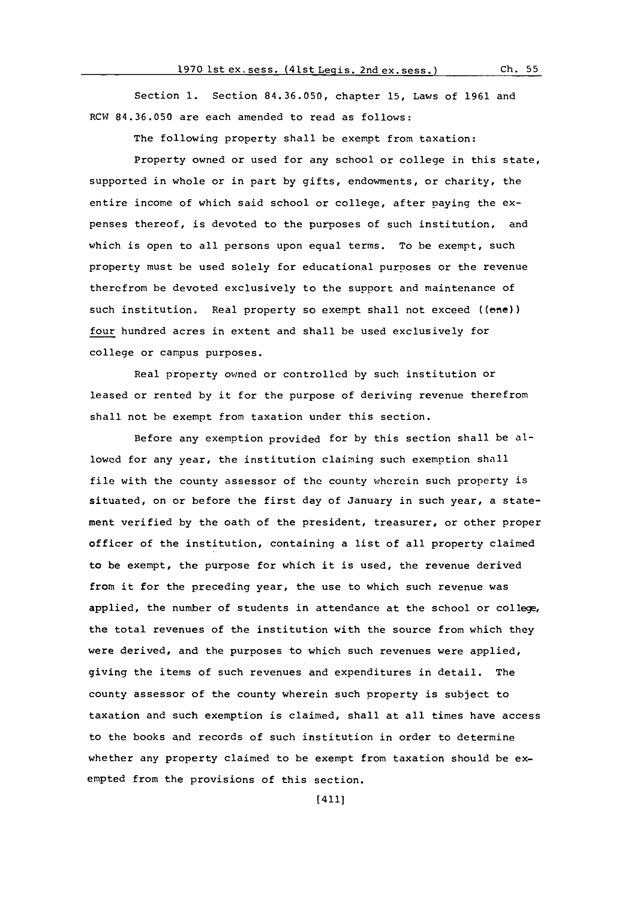Section 1. Section 84.36.050, chapter 15, Laws of 1961 and RCW 84.36.050 are each amended to read as follows:

The following property shall be exempt from taxation:

Property owned or used for any school or college in this state, supported in whole or in part by gifts, endowments, or charity, the entire income of which said school or college, after paying the expenses thereof, is devoted to the purposes of such institution, and which is open to all persons upon equal terms. To be exempt, such property must be used solely for educational purposes or the revenue therefrom be devoted exclusively to the support and maintenance of such institution. Real property so exempt shall not exceed ((one)) <u>four</u> hundred acres in extent and shall be used exclusively for college or campus purposes.

Real property owned or controlled by such institution or leased or rented by it for the purpose of deriving revenue therefrom shall not be exempt from taxation under this section.

Before any exemption provided for by this section shall be allowed for any year, the institution claiming such exemption shall file with the county assessor of the county wherein such property is situated, on or before the first day of January in such year, a statement verified by the oath of the president, treasurer, or other proper officer of the institution, containing a list of all property claimed to be exempt, the purpose for which it is used, the revenue derived from it for the preceding year, the use to which such revenue was applied, the number of students in attendance at the school or college, the total revenues of the institution with the source from which they were derived, and the purposes to which such revenues were applied, giving the items of such revenues and expenditures in detail. The county assessor of the county wherein such property is subject to taxation and such exemption is claimed, shall at all times have access to the books and records of such institution in order to determine whether any property claimed to be exempt from taxation should be exempted from the provisions of this section.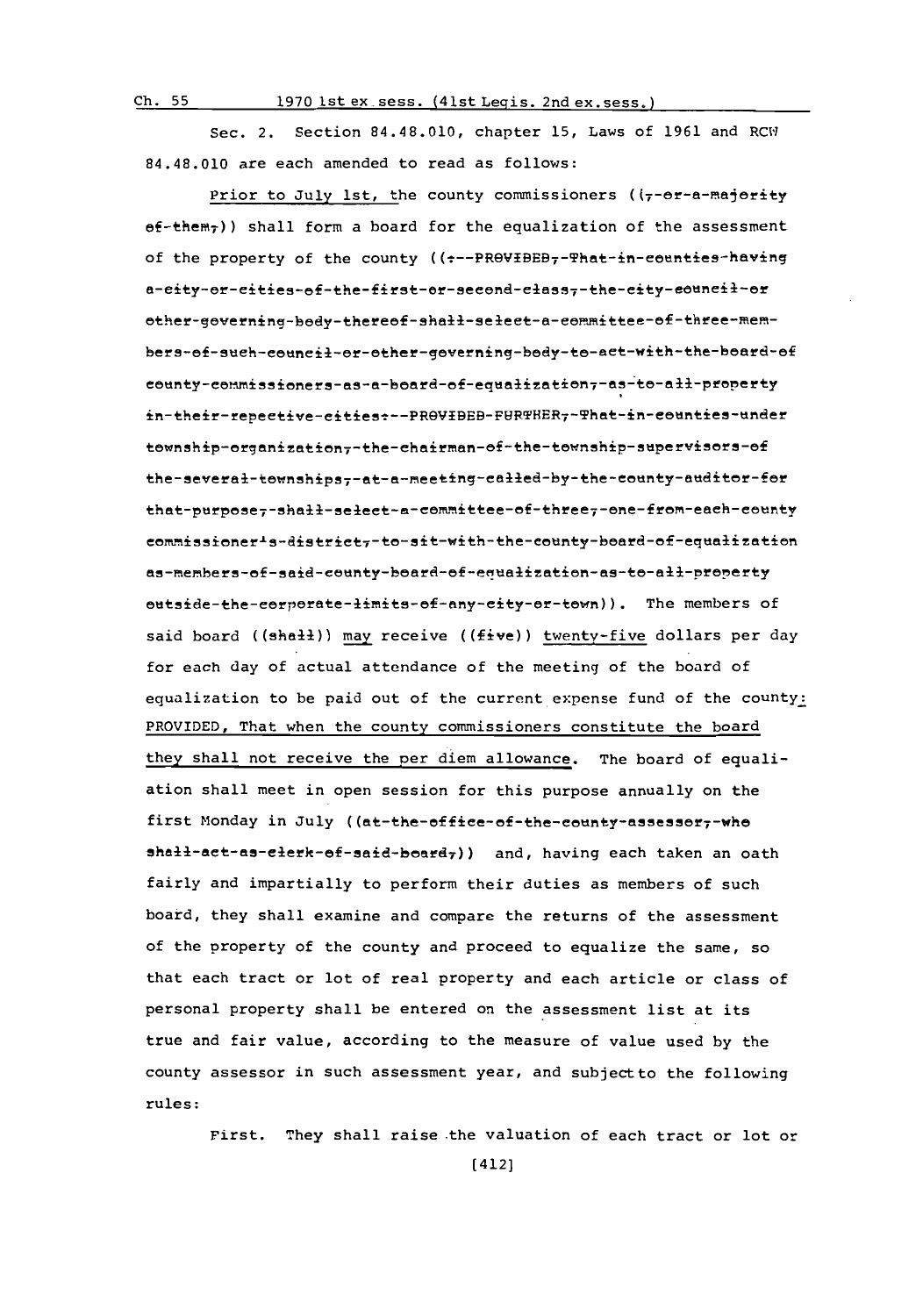Sec. 2. Section 84.48.010, chapter 15, Laws of 1961 and RCW 84.48.010 are each amended to read as follows:

Prior to July 1st, the county commissioners ((~~, or a majority of them,~~)) shall form a board for the equalization of the assessment of the property of the county ((~~: PROVIDED, That in counties having a city or cities of the first or second class, the city council or other governing body thereof shall select a committee of three members of such council or other governing body to act with the board of county commissioners as a board of equalization, as to all property in their repective cities: PROVIDED FURTHER, That in counties under township organization, the chairman of the township supervisors of the several townships, at a meeting called by the county auditor for that purpose, shall select a committee of three, one from each county commissioner's district, to sit with the county board of equalization as members of said county board of equalization as to all property outside the corporate limits of any city or town~~)). The members of said board ((~~shall~~)) may receive ((~~five~~)) twenty-five dollars per day for each day of actual attendance of the meeting of the board of equalization to be paid out of the current expense fund of the county: PROVIDED, That when the county commissioners constitute the board they shall not receive the per diem allowance. The board of equaliation shall meet in open session for this purpose annually on the first Monday in July ((~~at the office of the county assessor, who shall act as clerk of said board,~~)) and, having each taken an oath fairly and impartially to perform their duties as members of such board, they shall examine and compare the returns of the assessment of the property of the county and proceed to equalize the same, so that each tract or lot of real property and each article or class of personal property shall be entered on the assessment list at its true and fair value, according to the measure of value used by the county assessor in such assessment year, and subjectto the following rules:

First. They shall raise the valuation of each tract or lot or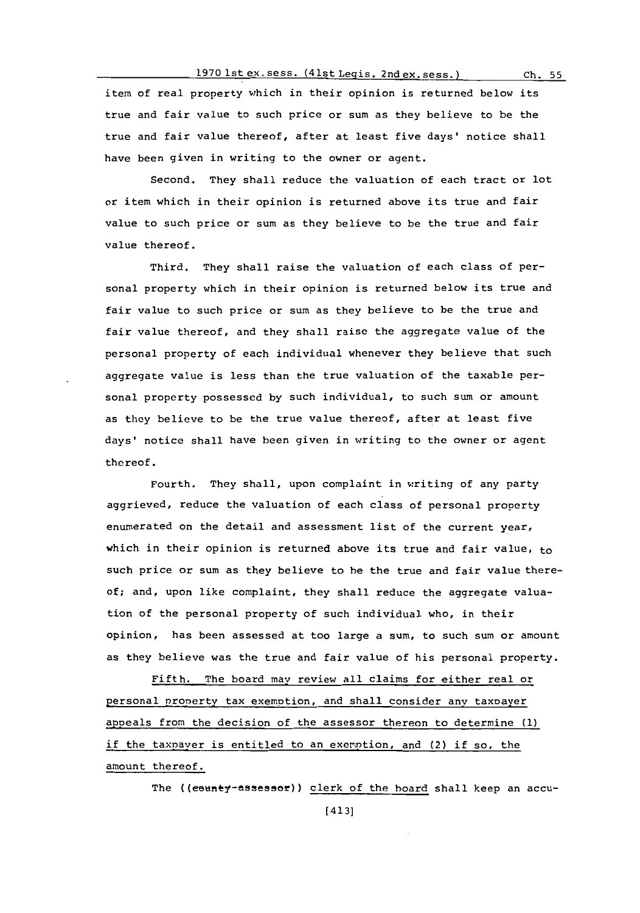item of real property which in their opinion is returned below its true and fair value to such price or sum as they believe to be the true and fair value thereof, after at least five days' notice shall have been given in writing to the owner or agent.

Second. They shall reduce the valuation of each tract or lot or item which in their opinion is returned above its true and fair value to such price or sum as they believe to be the true and fair value thereof.

Third. They shall raise the valuation of each class of personal property which in their opinion is returned below its true and fair value to such price or sum as they believe to be the true and fair value thereof, and they shall raise the aggregate value of the personal property of each individual whenever they believe that such aggregate value is less than the true valuation of the taxable personal property possessed by such individual, to such sum or amount as they believe to be the true value thereof, after at least five days' notice shall have been given in writing to the owner or agent thereof.

Fourth. They shall, upon complaint in writing of any party aggrieved, reduce the valuation of each class of personal property enumerated on the detail and assessment list of the current year, which in their opinion is returned above its true and fair value, to such price or sum as they believe to be the true and fair value thereof; and, upon like complaint, they shall reduce the aggregate valuation of the personal property of such individual who, in their opinion, has been assessed at too large a sum, to such sum or amount as they believe was the true and fair value of his personal property.

<u>Fifth. The board may review all claims for either real or personal property tax exemption, and shall consider any taxpayer appeals from the decision of the assessor thereon to determine (1) if the taxpayer is entitled to an exemption, and (2) if so, the amount thereof.</u>

The ((~~county assessor~~)) <u>clerk of the board</u> shall keep an accu-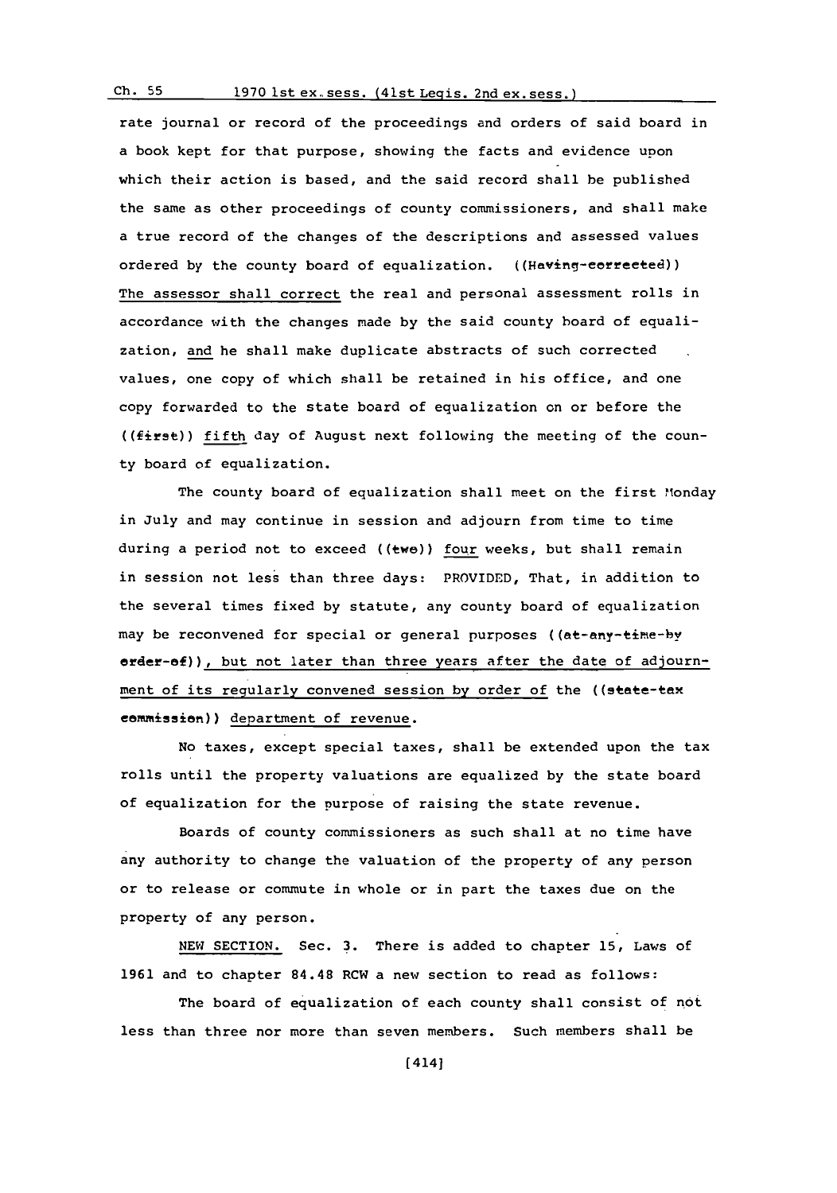rate journal or record of the proceedings and orders of said board in a book kept for that purpose, showing the facts and evidence upon which their action is based, and the said record shall be published the same as other proceedings of county commissioners, and shall make a true record of the changes of the descriptions and assessed values ordered by the county board of equalization. ((Having-corrected)) The assessor shall correct the real and personal assessment rolls in accordance with the changes made by the said county board of equalization, and he shall make duplicate abstracts of such corrected values, one copy of which shall be retained in his office, and one copy forwarded to the state board of equalization on or before the ((first)) fifth day of August next following the meeting of the county board of equalization.

The county board of equalization shall meet on the first Monday in July and may continue in session and adjourn from time to time during a period not to exceed ((two)) four weeks, but shall remain in session not less than three days: PROVIDED, That, in addition to the several times fixed by statute, any county board of equalization may be reconvened for special or general purposes ((at-any-time-by order-of)), but not later than three years after the date of adjournment of its regularly convened session by order of the ((state-tax commission)) department of revenue.

No taxes, except special taxes, shall be extended upon the tax rolls until the property valuations are equalized by the state board of equalization for the purpose of raising the state revenue.

Boards of county commissioners as such shall at no time have any authority to change the valuation of the property of any person or to release or commute in whole or in part the taxes due on the property of any person.

NEW SECTION. Sec. 3. There is added to chapter 15, Laws of 1961 and to chapter 84.48 RCW a new section to read as follows:

The board of equalization of each county shall consist of not less than three nor more than seven members. Such members shall be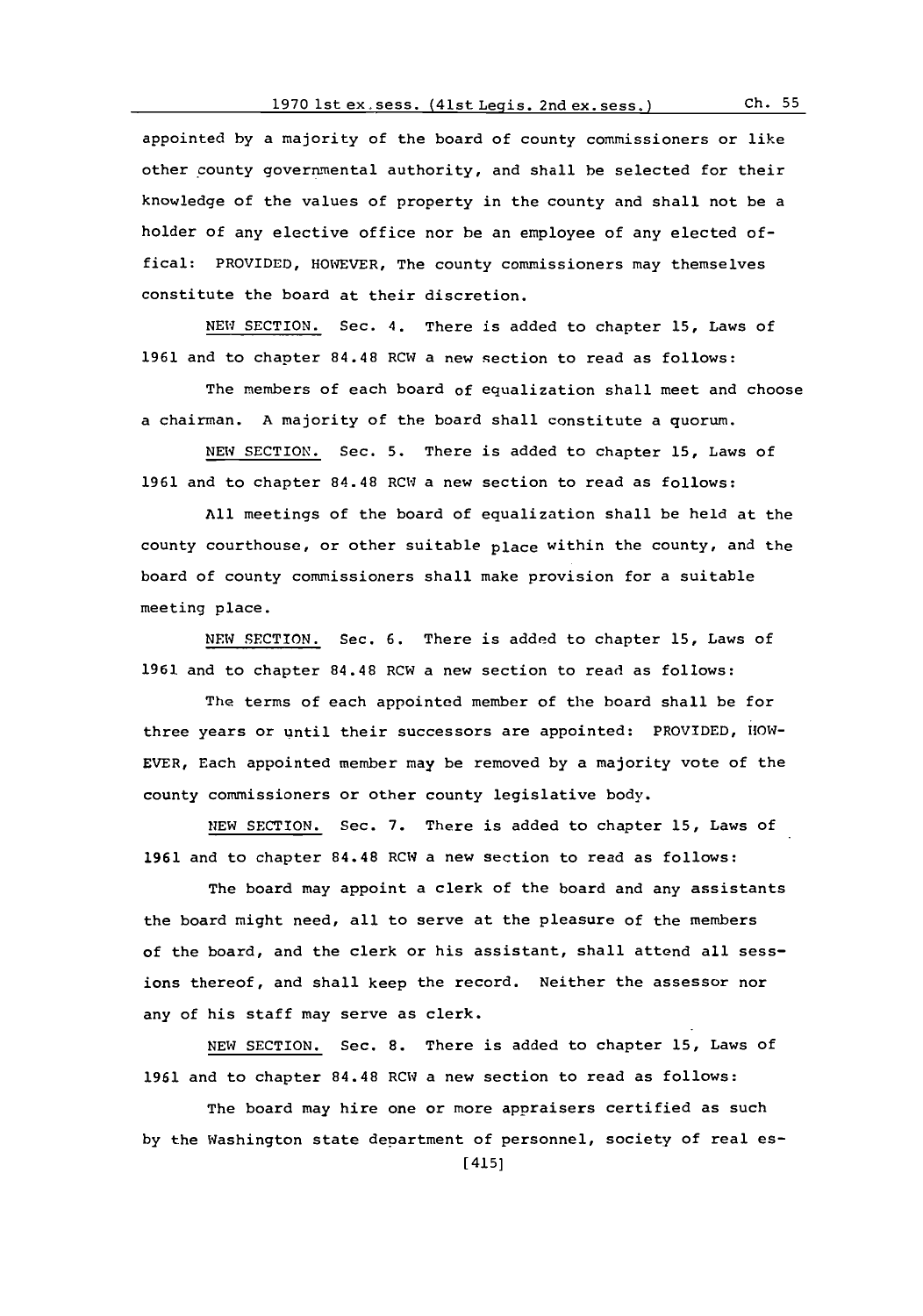appointed by a majority of the board of county commissioners or like other county governmental authority, and shall be selected for their knowledge of the values of property in the county and shall not be a holder of any elective office nor be an employee of any elected offical: PROVIDED, HOWEVER, The county commissioners may themselves constitute the board at their discretion.

NEW SECTION. Sec. 4. There is added to chapter 15, Laws of 1961 and to chapter 84.48 RCW a new section to read as follows:

The members of each board of equalization shall meet and choose a chairman. A majority of the board shall constitute a quorum.

NEW SECTION. Sec. 5. There is added to chapter 15, Laws of 1961 and to chapter 84.48 RCW a new section to read as follows:

All meetings of the board of equalization shall be held at the county courthouse, or other suitable place within the county, and the board of county commissioners shall make provision for a suitable meeting place.

NEW SECTION. Sec. 6. There is added to chapter 15, Laws of 1961 and to chapter 84.48 RCW a new section to read as follows:

The terms of each appointed member of the board shall be for three years or until their successors are appointed: PROVIDED, HOWEVER, Each appointed member may be removed by a majority vote of the county commissioners or other county legislative body.

NEW SECTION. Sec. 7. There is added to chapter 15, Laws of 1961 and to chapter 84.48 RCW a new section to read as follows:

The board may appoint a clerk of the board and any assistants the board might need, all to serve at the pleasure of the members of the board, and the clerk or his assistant, shall attend all sessions thereof, and shall keep the record. Neither the assessor nor any of his staff may serve as clerk.

NEW SECTION. Sec. 8. There is added to chapter 15, Laws of 1961 and to chapter 84.48 RCW a new section to read as follows:

The board may hire one or more appraisers certified as such by the Washington state department of personnel, society of real es-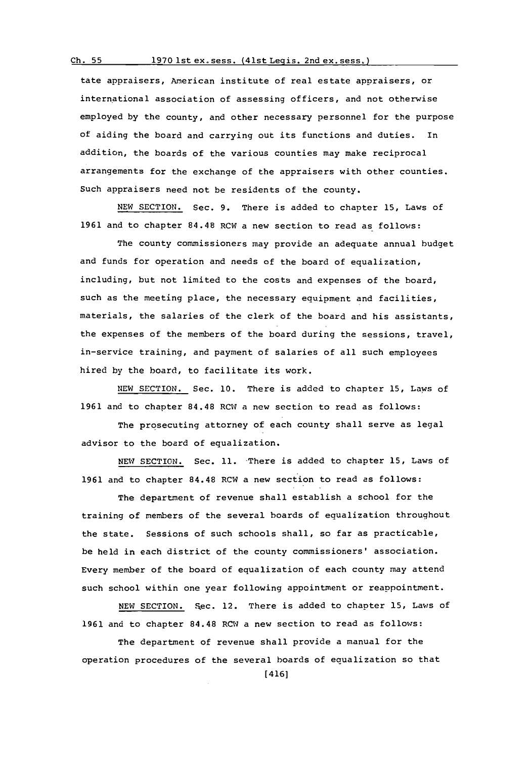tate appraisers, American institute of real estate appraisers, or international association of assessing officers, and not otherwise employed by the county, and other necessary personnel for the purpose of aiding the board and carrying out its functions and duties. In addition, the boards of the various counties may make reciprocal arrangements for the exchange of the appraisers with other counties. Such appraisers need not be residents of the county.

NEW SECTION. Sec. 9. There is added to chapter 15, Laws of 1961 and to chapter 84.48 RCW a new section to read as follows:

The county commissioners may provide an adequate annual budget and funds for operation and needs of the board of equalization, including, but not limited to the costs and expenses of the board, such as the meeting place, the necessary equipment and facilities, materials, the salaries of the clerk of the board and his assistants, the expenses of the members of the board during the sessions, travel, in-service training, and payment of salaries of all such employees hired by the board, to facilitate its work.

NEW SECTION. Sec. 10. There is added to chapter 15, Laws of 1961 and to chapter 84.48 RCW a new section to read as follows:

The prosecuting attorney of each county shall serve as legal advisor to the board of equalization.

NEW SECTION. Sec. 11. There is added to chapter 15, Laws of 1961 and to chapter 84.48 RCW a new section to read as follows:

The department of revenue shall establish a school for the training of members of the several boards of equalization throughout the state. Sessions of such schools shall, so far as practicable, be held in each district of the county commissioners' association. Every member of the board of equalization of each county may attend such school within one year following appointment or reappointment.

NEW SECTION. Sec. 12. There is added to chapter 15, Laws of 1961 and to chapter 84.48 RCW a new section to read as follows:

The department of revenue shall provide a manual for the operation procedures of the several boards of equalization so that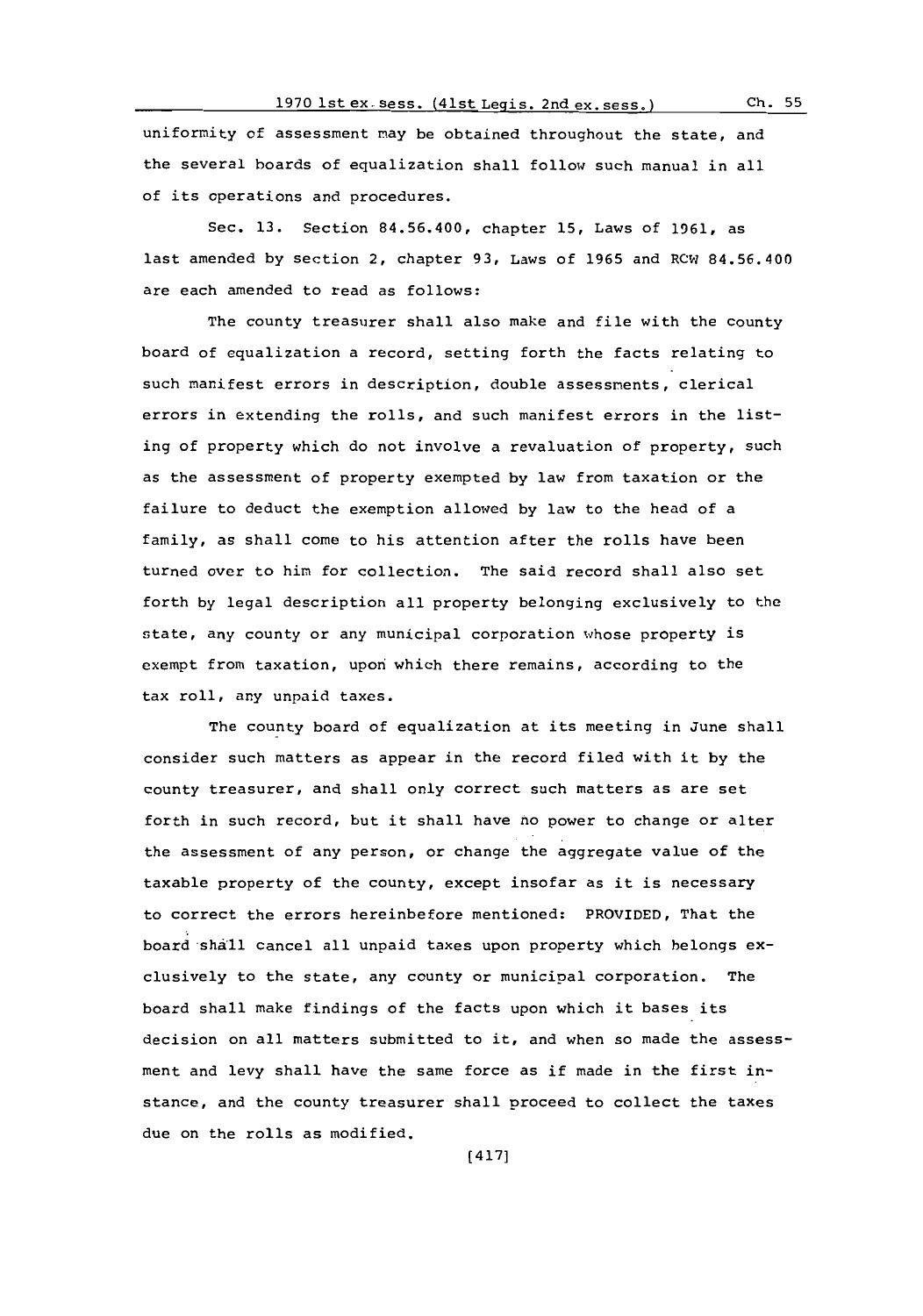uniformity of assessment may be obtained throughout the state, and the several boards of equalization shall follow such manual in all of its operations and procedures.

Sec. 13. Section 84.56.400, chapter 15, Laws of 1961, as last amended by section 2, chapter 93, Laws of 1965 and RCW 84.56.400 are each amended to read as follows:

The county treasurer shall also make and file with the county board of equalization a record, setting forth the facts relating to such manifest errors in description, double assessments, clerical errors in extending the rolls, and such manifest errors in the listing of property which do not involve a revaluation of property, such as the assessment of property exempted by law from taxation or the failure to deduct the exemption allowed by law to the head of a family, as shall come to his attention after the rolls have been turned over to him for collection. The said record shall also set forth by legal description all property belonging exclusively to the state, any county or any municipal corporation whose property is exempt from taxation, upon which there remains, according to the tax roll, any unpaid taxes.

The county board of equalization at its meeting in June shall consider such matters as appear in the record filed with it by the county treasurer, and shall only correct such matters as are set forth in such record, but it shall have no power to change or alter the assessment of any person, or change the aggregate value of the taxable property of the county, except insofar as it is necessary to correct the errors hereinbefore mentioned: PROVIDED, That the board shall cancel all unpaid taxes upon property which belongs exclusively to the state, any county or municipal corporation. The board shall make findings of the facts upon which it bases its decision on all matters submitted to it, and when so made the assessment and levy shall have the same force as if made in the first instance, and the county treasurer shall proceed to collect the taxes due on the rolls as modified.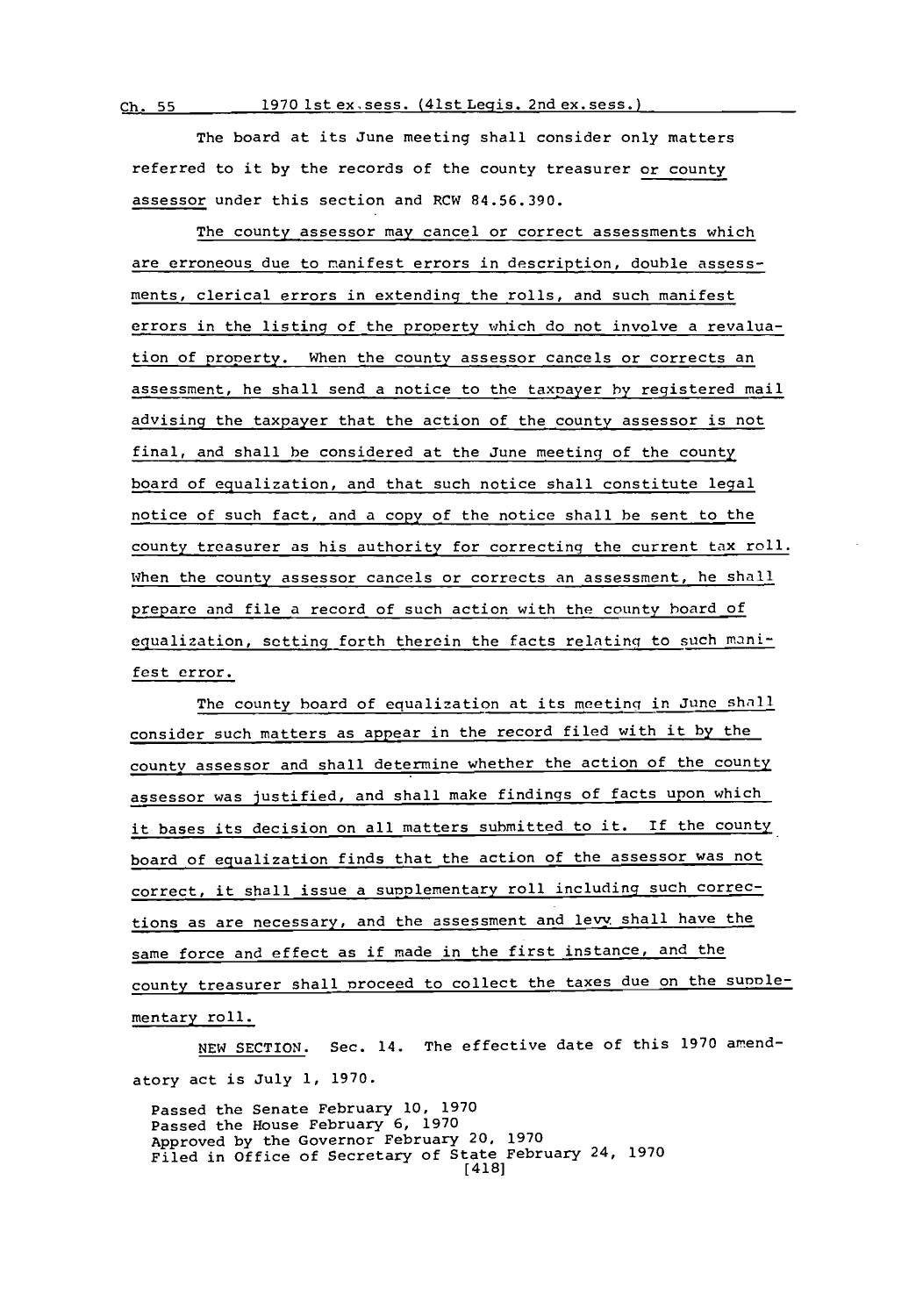The board at its June meeting shall consider only matters referred to it by the records of the county treasurer or county assessor under this section and RCW 84.56.390.

The county assessor may cancel or correct assessments which are erroneous due to manifest errors in description, double assessments, clerical errors in extending the rolls, and such manifest errors in the listing of the property which do not involve a revaluation of property. When the county assessor cancels or corrects an assessment, he shall send a notice to the taxpayer by registered mail advising the taxpayer that the action of the county assessor is not final, and shall be considered at the June meeting of the county board of equalization, and that such notice shall constitute legal notice of such fact, and a copy of the notice shall be sent to the county treasurer as his authority for correcting the current tax roll. When the county assessor cancels or corrects an assessment, he shall prepare and file a record of such action with the county board of equalization, setting forth therein the facts relating to such manifest error.

The county board of equalization at its meeting in June shall consider such matters as appear in the record filed with it by the county assessor and shall determine whether the action of the county assessor was justified, and shall make findings of facts upon which it bases its decision on all matters submitted to it. If the county board of equalization finds that the action of the assessor was not correct, it shall issue a supplementary roll including such corrections as are necessary, and the assessment and levy shall have the same force and effect as if made in the first instance, and the county treasurer shall proceed to collect the taxes due on the supplementary roll.

NEW SECTION. Sec. 14. The effective date of this 1970 amendatory act is July 1, 1970.

Passed the Senate February 10, 1970
Passed the House February 6, 1970
Approved by the Governor February 20, 1970
Filed in Office of Secretary of State February 24, 1970